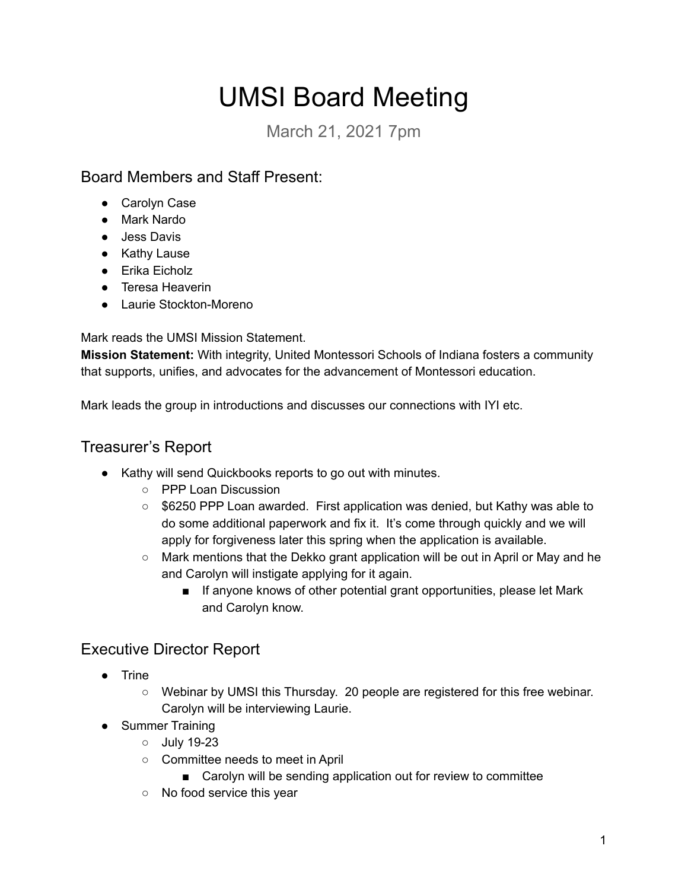# UMSI Board Meeting

March 21, 2021 7pm

## Board Members and Staff Present:

- Carolyn Case
- Mark Nardo
- Jess Davis
- Kathy Lause
- Erika Eicholz
- Teresa Heaverin
- Laurie Stockton-Moreno

Mark reads the UMSI Mission Statement.

**Mission Statement:** With integrity, United Montessori Schools of Indiana fosters a community that supports, unifies, and advocates for the advancement of Montessori education.

Mark leads the group in introductions and discusses our connections with IYI etc.

## Treasurer's Report

- Kathy will send Quickbooks reports to go out with minutes.
  - PPP Loan Discussion
  - $6250 PPP Loan awarded. First application was denied, but Kathy was able to do some additional paperwork and fix it. It's come through quickly and we will apply for forgiveness later this spring when the application is available.
  - Mark mentions that the Dekko grant application will be out in April or May and he and Carolyn will instigate applying for it again.
    - If anyone knows of other potential grant opportunities, please let Mark and Carolyn know.

## Executive Director Report

- Trine
  - Webinar by UMSI this Thursday. 20 people are registered for this free webinar. Carolyn will be interviewing Laurie.
- Summer Training
  - July 19-23
  - Committee needs to meet in April
    - Carolyn will be sending application out for review to committee
  - No food service this year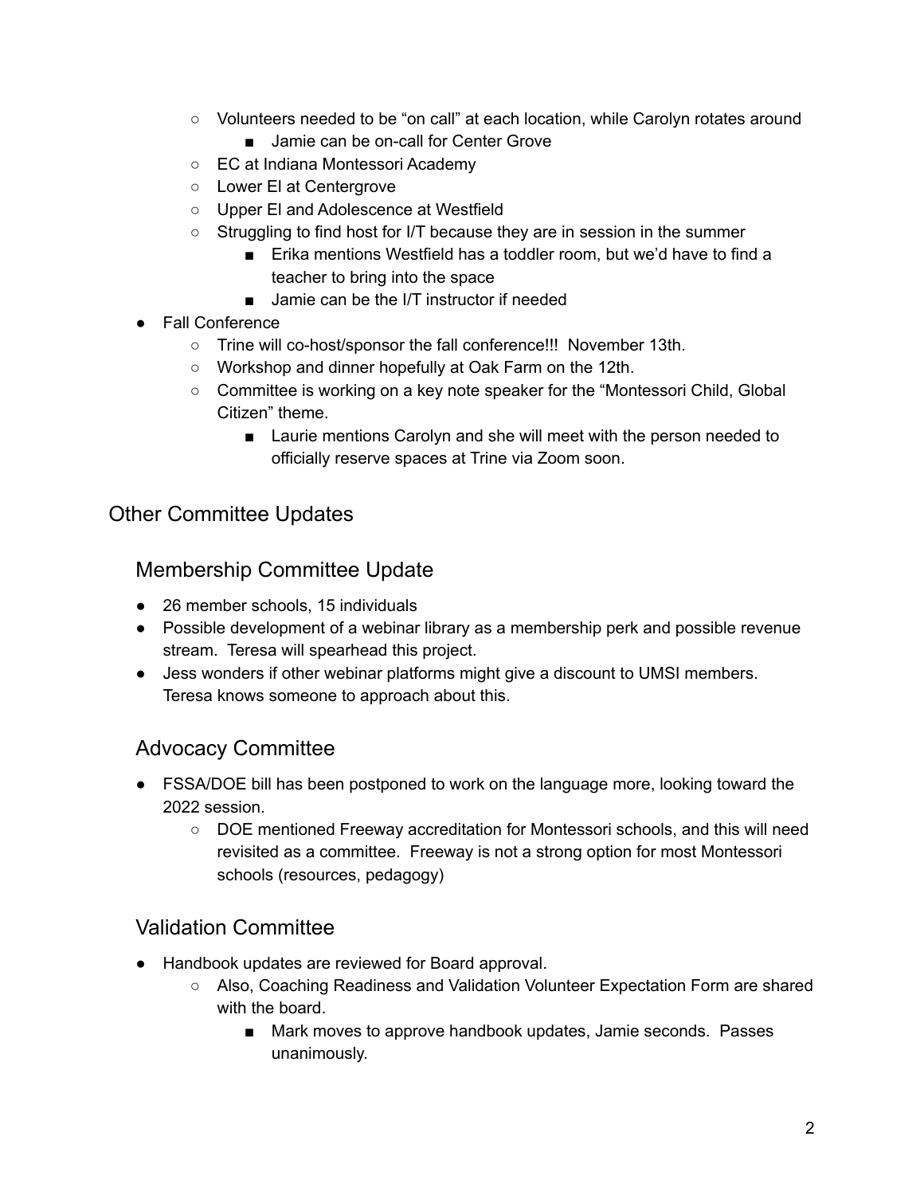- Volunteers needed to be "on call" at each location, while Carolyn rotates around
        - Jamie can be on-call for Center Grove
    - EC at Indiana Montessori Academy
    - Lower El at Centergrove
    - Upper El and Adolescence at Westfield
    - Struggling to find host for I/T because they are in session in the summer
        - Erika mentions Westfield has a toddler room, but we'd have to find a teacher to bring into the space
        - Jamie can be the I/T instructor if needed
- Fall Conference
    - Trine will co-host/sponsor the fall conference!!!  November 13th.
    - Workshop and dinner hopefully at Oak Farm on the 12th.
    - Committee is working on a key note speaker for the "Montessori Child, Global Citizen" theme.
        - Laurie mentions Carolyn and she will meet with the person needed to officially reserve spaces at Trine via Zoom soon.

# Other Committee Updates

## Membership Committee Update

- 26 member schools, 15 individuals
- Possible development of a webinar library as a membership perk and possible revenue stream.  Teresa will spearhead this project.
- Jess wonders if other webinar platforms might give a discount to UMSI members. Teresa knows someone to approach about this.

## Advocacy Committee

- FSSA/DOE bill has been postponed to work on the language more, looking toward the 2022 session.
    - DOE mentioned Freeway accreditation for Montessori schools, and this will need revisited as a committee.  Freeway is not a strong option for most Montessori schools (resources, pedagogy)

## Validation Committee

- Handbook updates are reviewed for Board approval.
    - Also, Coaching Readiness and Validation Volunteer Expectation Form are shared with the board.
        - Mark moves to approve handbook updates, Jamie seconds.  Passes unanimously.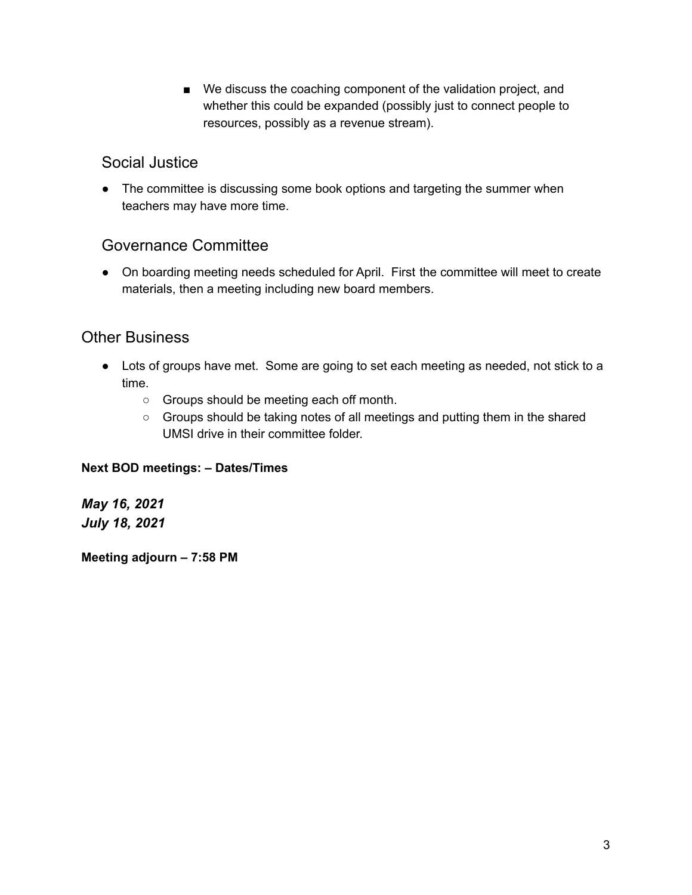- We discuss the coaching component of the validation project, and whether this could be expanded (possibly just to connect people to resources, possibly as a revenue stream).

### Social Justice

- The committee is discussing some book options and targeting the summer when teachers may have more time.

### Governance Committee

- On boarding meeting needs scheduled for April.  First the committee will meet to create materials, then a meeting including new board members.

## Other Business

- Lots of groups have met.  Some are going to set each meeting as needed, not stick to a time.
  - Groups should be meeting each off month.
  - Groups should be taking notes of all meetings and putting them in the shared UMSI drive in their committee folder.

**Next BOD meetings: – Dates/Times**

***May 16, 2021***
***July 18, 2021***

**Meeting adjourn – 7:58 PM**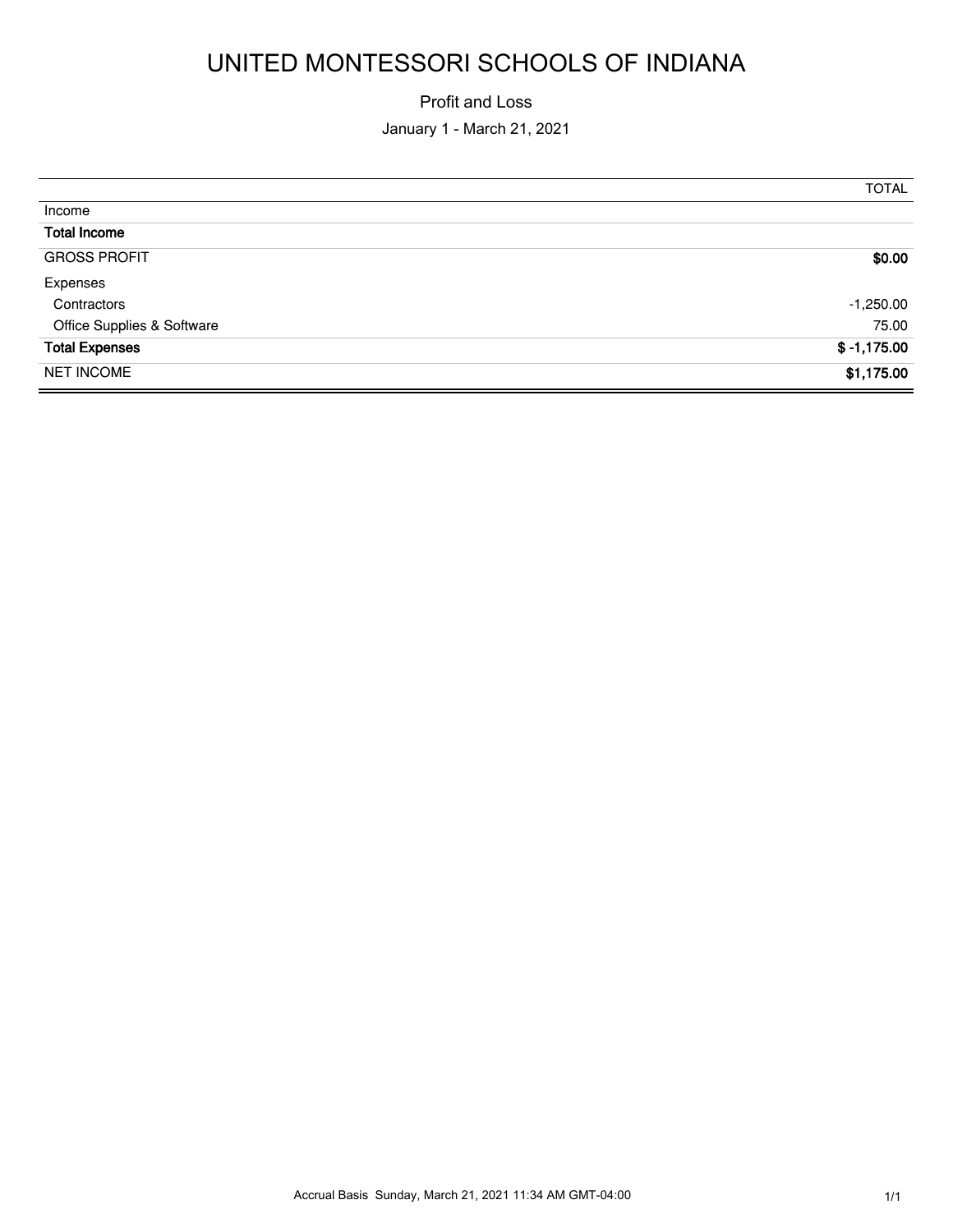# UNITED MONTESSORI SCHOOLS OF INDIANA

Profit and Loss

January 1 - March 21, 2021

| | TOTAL |
|---|---|
| Income | |
| **Total Income** | |
| GROSS PROFIT | **$0.00** |
| Expenses | |
| Contractors | -1,250.00 |
| Office Supplies & Software | 75.00 |
| **Total Expenses** | **$ -1,175.00** |
| NET INCOME | **$1,175.00** |

Accrual Basis Sunday, March 21, 2021 11:34 AM GMT-04:00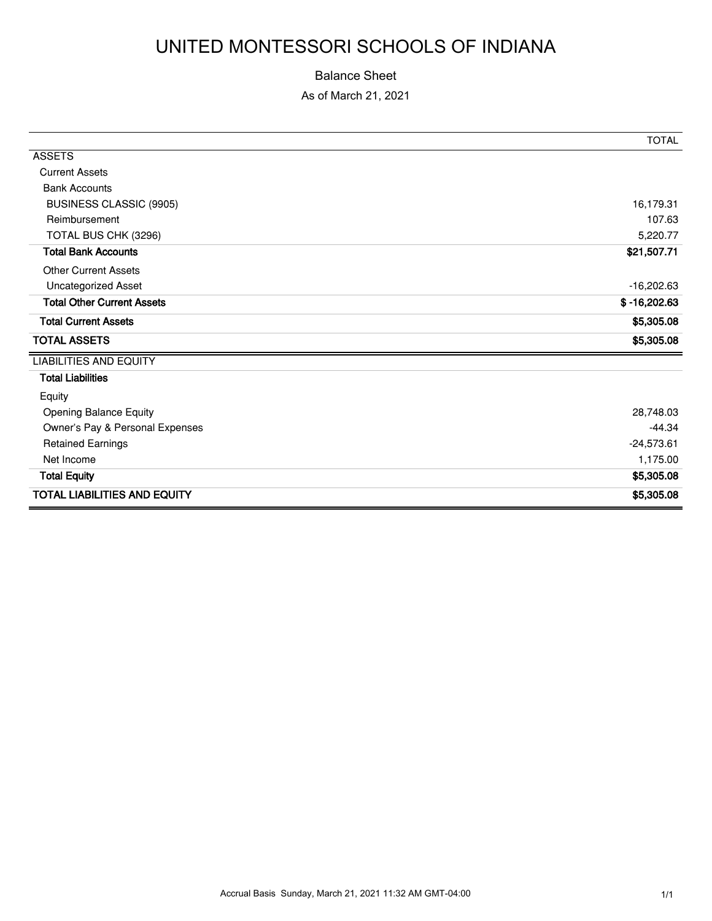# UNITED MONTESSORI SCHOOLS OF INDIANA

Balance Sheet

As of March 21, 2021

| | TOTAL |
|---|---|
| ASSETS | |
| Current Assets | |
| Bank Accounts | |
| BUSINESS CLASSIC (9905) | 16,179.31 |
| Reimbursement | 107.63 |
| TOTAL BUS CHK (3296) | 5,220.77 |
| **Total Bank Accounts** | **$21,507.71** |
| Other Current Assets | |
| Uncategorized Asset | -16,202.63 |
| **Total Other Current Assets** | **$ -16,202.63** |
| **Total Current Assets** | **$5,305.08** |
| **TOTAL ASSETS** | **$5,305.08** |
| LIABILITIES AND EQUITY | |
| **Total Liabilities** | |
| Equity | |
| Opening Balance Equity | 28,748.03 |
| Owner's Pay & Personal Expenses | -44.34 |
| Retained Earnings | -24,573.61 |
| Net Income | 1,175.00 |
| **Total Equity** | **$5,305.08** |
| **TOTAL LIABILITIES AND EQUITY** | **$5,305.08** |

Accrual Basis Sunday, March 21, 2021 11:32 AM GMT-04:00